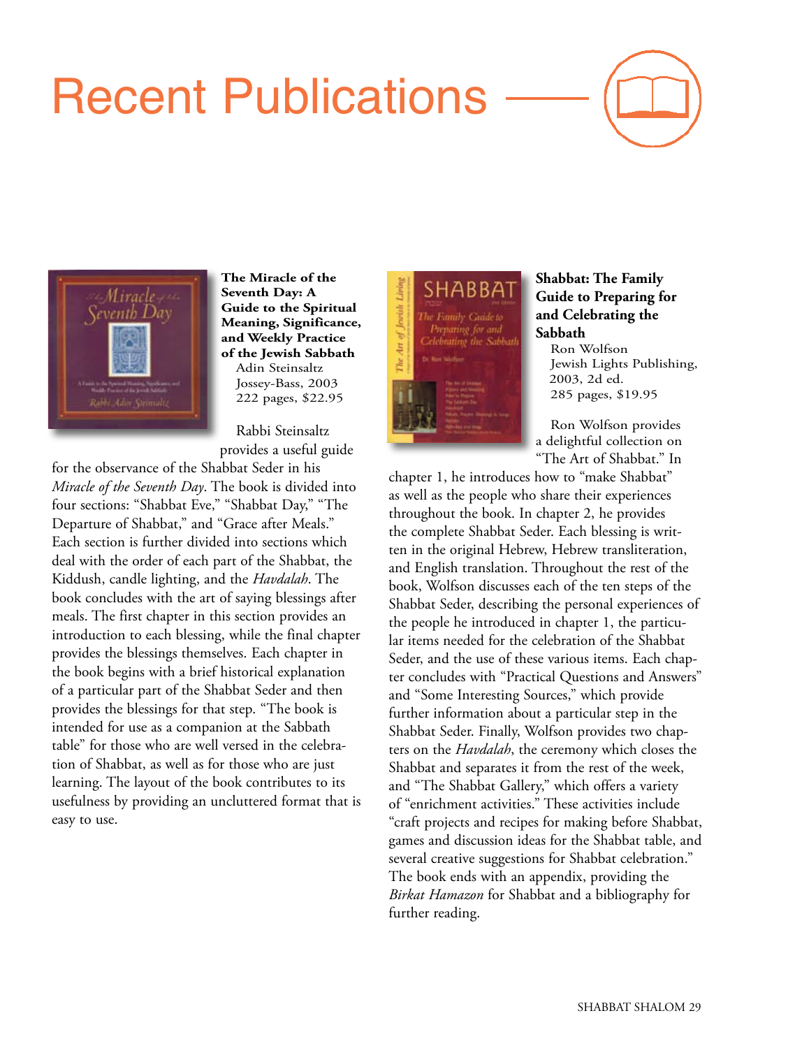# Recent Publications

**The Miracle of the Seventh Day: A Guide to the Spiritual Meaning, Significance, and Weekly Practice of the Jewish Sabbath**
Adin Steinsaltz
Jossey-Bass, 2003
222 pages, $22.95

Rabbi Steinsaltz provides a useful guide for the observance of the Shabbat Seder in his *Miracle of the Seventh Day*. The book is divided into four sections: "Shabbat Eve," "Shabbat Day," "The Departure of Shabbat," and "Grace after Meals." Each section is further divided into sections which deal with the order of each part of the Shabbat, the Kiddush, candle lighting, and the *Havdalah*. The book concludes with the art of saying blessings after meals. The first chapter in this section provides an introduction to each blessing, while the final chapter provides the blessings themselves. Each chapter in the book begins with a brief historical explanation of a particular part of the Shabbat Seder and then provides the blessings for that step. "The book is intended for use as a companion at the Sabbath table" for those who are well versed in the celebration of Shabbat, as well as for those who are just learning. The layout of the book contributes to its usefulness by providing an uncluttered format that is easy to use.

**Shabbat: The Family Guide to Preparing for and Celebrating the Sabbath**
Ron Wolfson
Jewish Lights Publishing, 2003, 2d ed.
285 pages, $19.95

Ron Wolfson provides a delightful collection on "The Art of Shabbat." In chapter 1, he introduces how to "make Shabbat" as well as the people who share their experiences throughout the book. In chapter 2, he provides the complete Shabbat Seder. Each blessing is written in the original Hebrew, Hebrew transliteration, and English translation. Throughout the rest of the book, Wolfson discusses each of the ten steps of the Shabbat Seder, describing the personal experiences of the people he introduced in chapter 1, the particular items needed for the celebration of the Shabbat Seder, and the use of these various items. Each chapter concludes with "Practical Questions and Answers" and "Some Interesting Sources," which provide further information about a particular step in the Shabbat Seder. Finally, Wolfson provides two chapters on the *Havdalah*, the ceremony which closes the Shabbat and separates it from the rest of the week, and "The Shabbat Gallery," which offers a variety of "enrichment activities." These activities include "craft projects and recipes for making before Shabbat, games and discussion ideas for the Shabbat table, and several creative suggestions for Shabbat celebration." The book ends with an appendix, providing the *Birkat Hamazon* for Shabbat and a bibliography for further reading.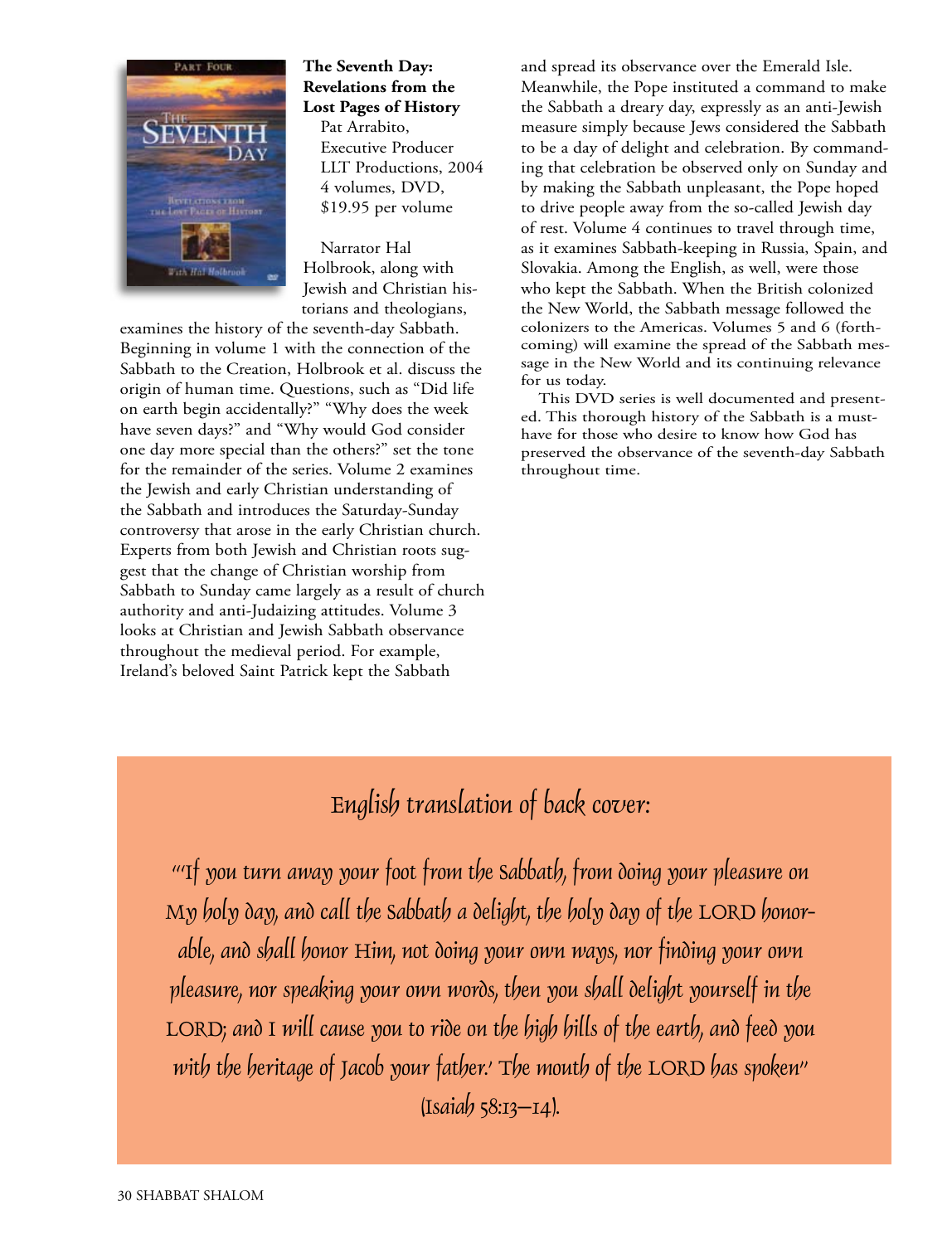**The Seventh Day: Revelations from the Lost Pages of History**
Pat Arrabito, Executive Producer
LLT Productions, 2004
4 volumes, DVD, $19.95 per volume

Narrator Hal Holbrook, along with Jewish and Christian historians and theologians, examines the history of the seventh-day Sabbath. Beginning in volume 1 with the connection of the Sabbath to the Creation, Holbrook et al. discuss the origin of human time. Questions, such as "Did life on earth begin accidentally?" "Why does the week have seven days?" and "Why would God consider one day more special than the others?" set the tone for the remainder of the series. Volume 2 examines the Jewish and early Christian understanding of the Sabbath and introduces the Saturday-Sunday controversy that arose in the early Christian church. Experts from both Jewish and Christian roots suggest that the change of Christian worship from Sabbath to Sunday came largely as a result of church authority and anti-Judaizing attitudes. Volume 3 looks at Christian and Jewish Sabbath observance throughout the medieval period. For example, Ireland's beloved Saint Patrick kept the Sabbath and spread its observance over the Emerald Isle. Meanwhile, the Pope instituted a command to make the Sabbath a dreary day, expressly as an anti-Jewish measure simply because Jews considered the Sabbath to be a day of delight and celebration. By commanding that celebration be observed only on Sunday and by making the Sabbath unpleasant, the Pope hoped to drive people away from the so-called Jewish day of rest. Volume 4 continues to travel through time, as it examines Sabbath-keeping in Russia, Spain, and Slovakia. Among the English, as well, were those who kept the Sabbath. When the British colonized the New World, the Sabbath message followed the colonizers to the Americas. Volumes 5 and 6 (forthcoming) will examine the spread of the Sabbath message in the New World and its continuing relevance for us today.

This DVD series is well documented and presented. This thorough history of the Sabbath is a must-have for those who desire to know how God has preserved the observance of the seventh-day Sabbath throughout time.

## English translation of back cover:

*"'If you turn away your foot from the Sabbath, from doing your pleasure on My holy day, and call the Sabbath a delight, the holy day of the LORD honorable, and shall honor Him, not doing your own ways, nor finding your own pleasure, nor speaking your own words, then you shall delight yourself in the LORD; and I will cause you to ride on the high hills of the earth, and feed you with the heritage of Jacob your father.' The mouth of the LORD has spoken" (Isaiah 58:13–14).*